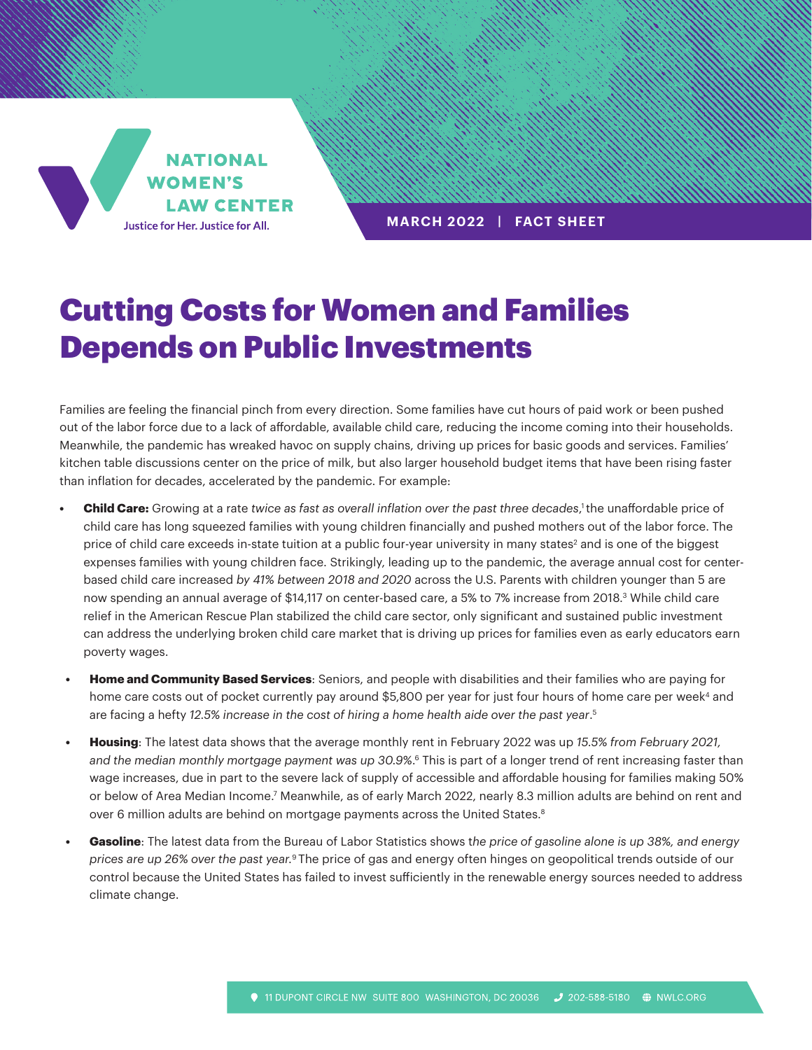NATIONAL WOMEN'S LAW CENTER

Justice for Her. Justice for All.

MARCH 2022 | FACT SHEET

# Cutting Costs for Women and Families Depends on Public Investments

Families are feeling the financial pinch from every direction. Some families have cut hours of paid work or been pushed out of the labor force due to a lack of affordable, available child care, reducing the income coming into their households. Meanwhile, the pandemic has wreaked havoc on supply chains, driving up prices for basic goods and services. Families' kitchen table discussions center on the price of milk, but also larger household budget items that have been rising faster than inflation for decades, accelerated by the pandemic. For example:

- **Child Care:** Growing at a rate *twice as fast as overall inflation over the past three decades*,[1] the unaffordable price of child care has long squeezed families with young children financially and pushed mothers out of the labor force. The price of child care exceeds in-state tuition at a public four-year university in many states[2] and is one of the biggest expenses families with young children face. Strikingly, leading up to the pandemic, the average annual cost for center-based child care increased *by 41% between 2018 and 2020* across the U.S. Parents with children younger than 5 are now spending an annual average of $14,117 on center-based care, a 5% to 7% increase from 2018.[3] While child care relief in the American Rescue Plan stabilized the child care sector, only significant and sustained public investment can address the underlying broken child care market that is driving up prices for families even as early educators earn poverty wages.
- **Home and Community Based Services**: Seniors, and people with disabilities and their families who are paying for home care costs out of pocket currently pay around $5,800 per year for just four hours of home care per week[4] and are facing a hefty *12.5% increase in the cost of hiring a home health aide over the past year*.[5]
- **Housing**: The latest data shows that the average monthly rent in February 2022 was up *15.5% from February 2021, and the median monthly mortgage payment was up 30.9%*.[6] This is part of a longer trend of rent increasing faster than wage increases, due in part to the severe lack of supply of accessible and affordable housing for families making 50% or below of Area Median Income.[7] Meanwhile, as of early March 2022, nearly 8.3 million adults are behind on rent and over 6 million adults are behind on mortgage payments across the United States.[8]
- **Gasoline**: The latest data from the Bureau of Labor Statistics shows t*he price of gasoline alone is up 38%, and energy prices are up 26% over the past year.*[9] The price of gas and energy often hinges on geopolitical trends outside of our control because the United States has failed to invest sufficiently in the renewable energy sources needed to address climate change.

11 DUPONT CIRCLE NW SUITE 800 WASHINGTON, DC 20036 | 202-588-5180 | NWLC.ORG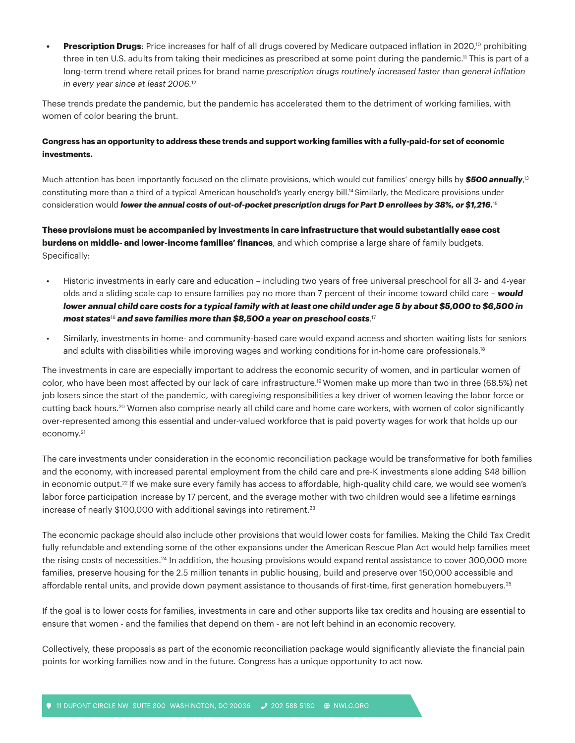- **Prescription Drugs**: Price increases for half of all drugs covered by Medicare outpaced inflation in 2020,[10] prohibiting three in ten U.S. adults from taking their medicines as prescribed at some point during the pandemic.[11] This is part of a long-term trend where retail prices for brand name *prescription drugs routinely increased faster than general inflation in every year since at least 2006.*[12]

These trends predate the pandemic, but the pandemic has accelerated them to the detriment of working families, with women of color bearing the brunt.

**Congress has an opportunity to address these trends and support working families with a fully-paid-for set of economic investments.**

Much attention has been importantly focused on the climate provisions, which would cut families' energy bills by ***$500 annually***,[13] constituting more than a third of a typical American household's yearly energy bill.[14] Similarly, the Medicare provisions under consideration would ***lower the annual costs of out-of-pocket prescription drugs for Part D enrollees by 38%, or $1,216.***[15]

**These provisions must be accompanied by investments in care infrastructure that would substantially ease cost burdens on middle- and lower-income families' finances**, and which comprise a large share of family budgets. Specifically:

- Historic investments in early care and education – including two years of free universal preschool for all 3- and 4-year olds and a sliding scale cap to ensure families pay no more than 7 percent of their income toward child care – ***would lower annual child care costs for a typical family with at least one child under age 5 by about $5,000 to $6,500 in most states***[16] ***and save families more than $8,500 a year on preschool costs***.[17]
- Similarly, investments in home- and community-based care would expand access and shorten waiting lists for seniors and adults with disabilities while improving wages and working conditions for in-home care professionals.[18]

The investments in care are especially important to address the economic security of women, and in particular women of color, who have been most affected by our lack of care infrastructure.[19] Women make up more than two in three (68.5%) net job losers since the start of the pandemic, with caregiving responsibilities a key driver of women leaving the labor force or cutting back hours.[20] Women also comprise nearly all child care and home care workers, with women of color significantly over-represented among this essential and under-valued workforce that is paid poverty wages for work that holds up our economy.[21]

The care investments under consideration in the economic reconciliation package would be transformative for both families and the economy, with increased parental employment from the child care and pre-K investments alone adding $48 billion in economic output.[22] If we make sure every family has access to affordable, high-quality child care, we would see women's labor force participation increase by 17 percent, and the average mother with two children would see a lifetime earnings increase of nearly $100,000 with additional savings into retirement.[23]

The economic package should also include other provisions that would lower costs for families. Making the Child Tax Credit fully refundable and extending some of the other expansions under the American Rescue Plan Act would help families meet the rising costs of necessities.[24] In addition, the housing provisions would expand rental assistance to cover 300,000 more families, preserve housing for the 2.5 million tenants in public housing, build and preserve over 150,000 accessible and affordable rental units, and provide down payment assistance to thousands of first-time, first generation homebuyers.[25]

If the goal is to lower costs for families, investments in care and other supports like tax credits and housing are essential to ensure that women - and the families that depend on them - are not left behind in an economic recovery.

Collectively, these proposals as part of the economic reconciliation package would significantly alleviate the financial pain points for working families now and in the future. Congress has a unique opportunity to act now.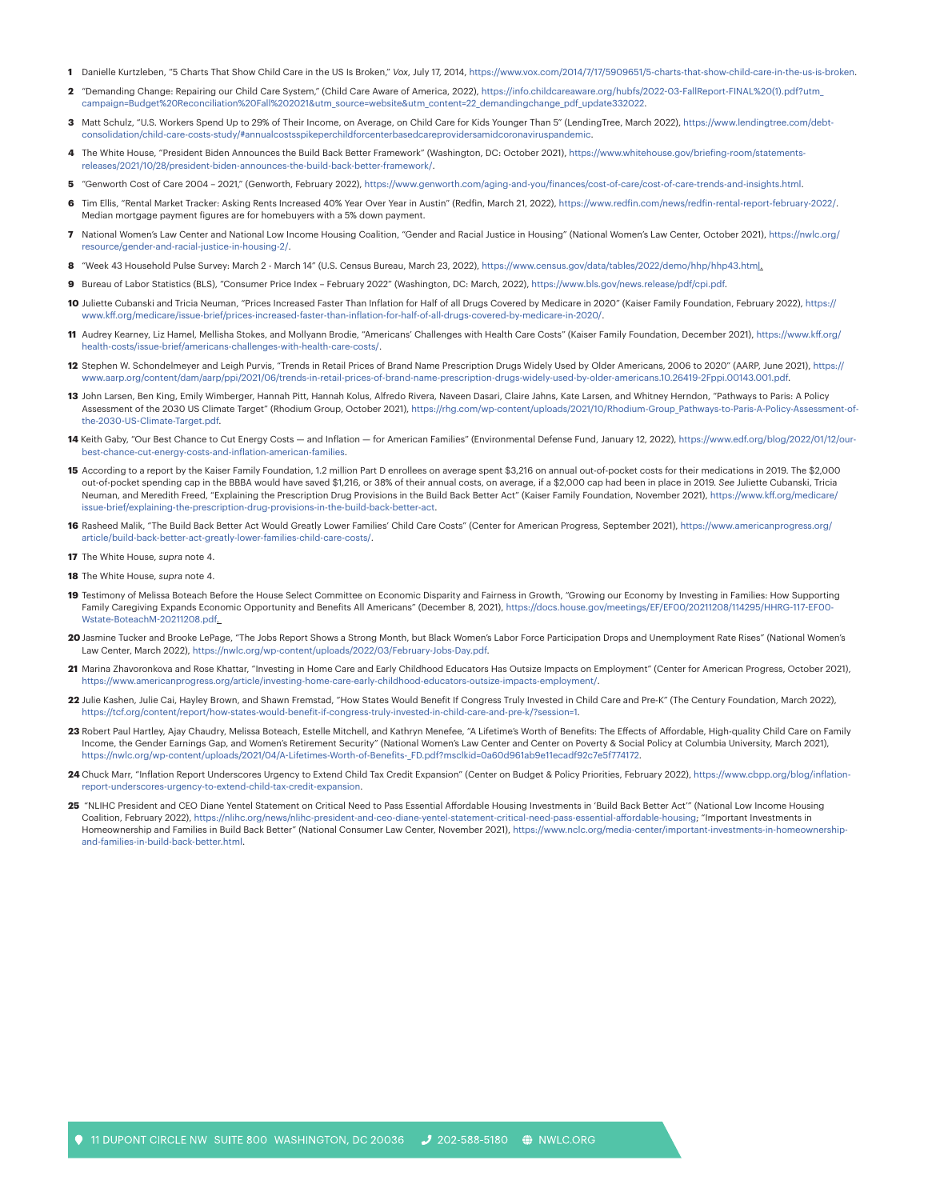1. Danielle Kurtzleben, "5 Charts That Show Child Care in the US Is Broken," *Vox*, July 17, 2014, https://www.vox.com/2014/7/17/5909651/5-charts-that-show-child-care-in-the-us-is-broken.
2. "Demanding Change: Repairing our Child Care System," (Child Care Aware of America, 2022), https://info.childcareaware.org/hubfs/2022-03-FallReport-FINAL%20(1).pdf?utm_campaign=Budget%20Reconciliation%20Fall%202021&utm_source=website&utm_content=22_demandingchange_pdf_update332022.
3. Matt Schulz, "U.S. Workers Spend Up to 29% of Their Income, on Average, on Child Care for Kids Younger Than 5" (LendingTree, March 2022), https://www.lendingtree.com/debt-consolidation/child-care-costs-study/#annualcostsspikeperchildforcenterbasedcareprovidersamidcoronaviruspandemic.
4. The White House, "President Biden Announces the Build Back Better Framework" (Washington, DC: October 2021), https://www.whitehouse.gov/briefing-room/statements-releases/2021/10/28/president-biden-announces-the-build-back-better-framework/.
5. "Genworth Cost of Care 2004 – 2021," (Genworth, February 2022), https://www.genworth.com/aging-and-you/finances/cost-of-care/cost-of-care-trends-and-insights.html.
6. Tim Ellis, "Rental Market Tracker: Asking Rents Increased 40% Year Over Year in Austin" (Redfin, March 21, 2022), https://www.redfin.com/news/redfin-rental-report-february-2022/. Median mortgage payment figures are for homebuyers with a 5% down payment.
7. National Women's Law Center and National Low Income Housing Coalition, "Gender and Racial Justice in Housing" (National Women's Law Center, October 2021), https://nwlc.org/resource/gender-and-racial-justice-in-housing-2/.
8. "Week 43 Household Pulse Survey: March 2 - March 14" (U.S. Census Bureau, March 23, 2022), https://www.census.gov/data/tables/2022/demo/hhp/hhp43.html.
9. Bureau of Labor Statistics (BLS), "Consumer Price Index – February 2022" (Washington, DC: March, 2022), https://www.bls.gov/news.release/pdf/cpi.pdf.
10. Juliette Cubanski and Tricia Neuman, "Prices Increased Faster Than Inflation for Half of all Drugs Covered by Medicare in 2020" (Kaiser Family Foundation, February 2022), https://www.kff.org/medicare/issue-brief/prices-increased-faster-than-inflation-for-half-of-all-drugs-covered-by-medicare-in-2020/.
11. Audrey Kearney, Liz Hamel, Mellisha Stokes, and Mollyann Brodie, "Americans' Challenges with Health Care Costs" (Kaiser Family Foundation, December 2021), https://www.kff.org/health-costs/issue-brief/americans-challenges-with-health-care-costs/.
12. Stephen W. Schondelmeyer and Leigh Purvis, "Trends in Retail Prices of Brand Name Prescription Drugs Widely Used by Older Americans, 2006 to 2020" (AARP, June 2021), https://www.aarp.org/content/dam/aarp/ppi/2021/06/trends-in-retail-prices-of-brand-name-prescription-drugs-widely-used-by-older-americans.10.26419-2Fppi.00143.001.pdf.
13. John Larsen, Ben King, Emily Wimberger, Hannah Pitt, Hannah Kolus, Alfredo Rivera, Naveen Dasari, Claire Jahns, Kate Larsen, and Whitney Herndon, "Pathways to Paris: A Policy Assessment of the 2030 US Climate Target" (Rhodium Group, October 2021), https://rhg.com/wp-content/uploads/2021/10/Rhodium-Group_Pathways-to-Paris-A-Policy-Assessment-of-the-2030-US-Climate-Target.pdf.
14. Keith Gaby, "Our Best Chance to Cut Energy Costs — and Inflation — for American Families" (Environmental Defense Fund, January 12, 2022), https://www.edf.org/blog/2022/01/12/our-best-chance-cut-energy-costs-and-inflation-american-families.
15. According to a report by the Kaiser Family Foundation, 1.2 million Part D enrollees on average spent $3,216 on annual out-of-pocket costs for their medications in 2019. The $2,000 out-of-pocket spending cap in the BBBA would have saved $1,216, or 38% of their annual costs, on average, if a $2,000 cap had been in place in 2019. *See* Juliette Cubanski, Tricia Neuman, and Meredith Freed, "Explaining the Prescription Drug Provisions in the Build Back Better Act" (Kaiser Family Foundation, November 2021), https://www.kff.org/medicare/issue-brief/explaining-the-prescription-drug-provisions-in-the-build-back-better-act.
16. Rasheed Malik, "The Build Back Better Act Would Greatly Lower Families' Child Care Costs" (Center for American Progress, September 2021), https://www.americanprogress.org/article/build-back-better-act-greatly-lower-families-child-care-costs/.
17. The White House, *supra* note 4.
18. The White House, *supra* note 4.
19. Testimony of Melissa Boteach Before the House Select Committee on Economic Disparity and Fairness in Growth, "Growing our Economy by Investing in Families: How Supporting Family Caregiving Expands Economic Opportunity and Benefits All Americans" (December 8, 2021), https://docs.house.gov/meetings/EF/EF00/20211208/114295/HHRG-117-EF00-Wstate-BoteachM-20211208.pdf.
20. Jasmine Tucker and Brooke LePage, "The Jobs Report Shows a Strong Month, but Black Women's Labor Force Participation Drops and Unemployment Rate Rises" (National Women's Law Center, March 2022), https://nwlc.org/wp-content/uploads/2022/03/February-Jobs-Day.pdf.
21. Marina Zhavoronkova and Rose Khattar, "Investing in Home Care and Early Childhood Educators Has Outsize Impacts on Employment" (Center for American Progress, October 2021), https://www.americanprogress.org/article/investing-home-care-early-childhood-educators-outsize-impacts-employment/.
22. Julie Kashen, Julie Cai, Hayley Brown, and Shawn Fremstad, "How States Would Benefit If Congress Truly Invested in Child Care and Pre-K" (The Century Foundation, March 2022), https://tcf.org/content/report/how-states-would-benefit-if-congress-truly-invested-in-child-care-and-pre-k/?session=1.
23. Robert Paul Hartley, Ajay Chaudry, Melissa Boteach, Estelle Mitchell, and Kathryn Menefee, "A Lifetime's Worth of Benefits: The Effects of Affordable, High-quality Child Care on Family Income, the Gender Earnings Gap, and Women's Retirement Security" (National Women's Law Center and Center on Poverty & Social Policy at Columbia University, March 2021), https://nwlc.org/wp-content/uploads/2021/04/A-Lifetimes-Worth-of-Benefits-_FD.pdf?msclkid=0a60d961ab9e11ecadf92c7e5f774172.
24. Chuck Marr, "Inflation Report Underscores Urgency to Extend Child Tax Credit Expansion" (Center on Budget & Policy Priorities, February 2022), https://www.cbpp.org/blog/inflation-report-underscores-urgency-to-extend-child-tax-credit-expansion.
25. "NLIHC President and CEO Diane Yentel Statement on Critical Need to Pass Essential Affordable Housing Investments in 'Build Back Better Act'" (National Low Income Housing Coalition, February 2022), https://nlihc.org/news/nlihc-president-and-ceo-diane-yentel-statement-critical-need-pass-essential-affordable-housing; "Important Investments in Homeownership and Families in Build Back Better" (National Consumer Law Center, November 2021), https://www.nclc.org/media-center/important-investments-in-homeownership-and-families-in-build-back-better.html.

11 DUPONT CIRCLE NW SUITE 800 WASHINGTON, DC 20036 202-588-5180 NWLC.ORG